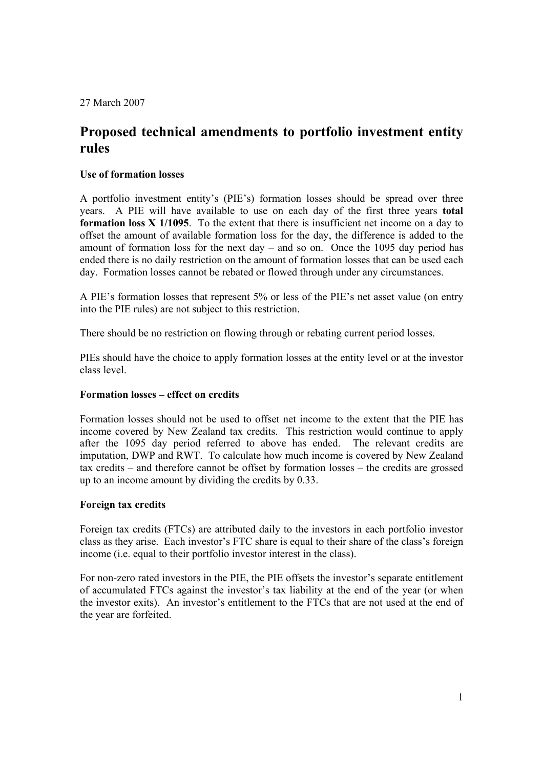27 March 2007

# Proposed technical amendments to portfolio investment entity rules

### Use of formation losses

A portfolio investment entity's (PIE's) formation losses should be spread over three years. A PIE will have available to use on each day of the first three years **total formation loss X 1/1095**. To the extent that there is insufficient net income on a day to offset the amount of available formation loss for the day, the difference is added to the amount of formation loss for the next day – and so on. Once the 1095 day period has ended there is no daily restriction on the amount of formation losses that can be used each day. Formation losses cannot be rebated or flowed through under any circumstances.

A PIE's formation losses that represent 5% or less of the PIE's net asset value (on entry into the PIE rules) are not subject to this restriction.

There should be no restriction on flowing through or rebating current period losses.

PIEs should have the choice to apply formation losses at the entity level or at the investor class level.

### Formation losses – effect on credits

Formation losses should not be used to offset net income to the extent that the PIE has income covered by New Zealand tax credits. This restriction would continue to apply after the 1095 day period referred to above has ended. The relevant credits are imputation, DWP and RWT. To calculate how much income is covered by New Zealand tax credits – and therefore cannot be offset by formation losses – the credits are grossed up to an income amount by dividing the credits by 0.33.

### Foreign tax credits

Foreign tax credits (FTCs) are attributed daily to the investors in each portfolio investor class as they arise. Each investor's FTC share is equal to their share of the class's foreign income (i.e. equal to their portfolio investor interest in the class).

For non-zero rated investors in the PIE, the PIE offsets the investor's separate entitlement of accumulated FTCs against the investor's tax liability at the end of the year (or when the investor exits). An investor's entitlement to the FTCs that are not used at the end of the year are forfeited.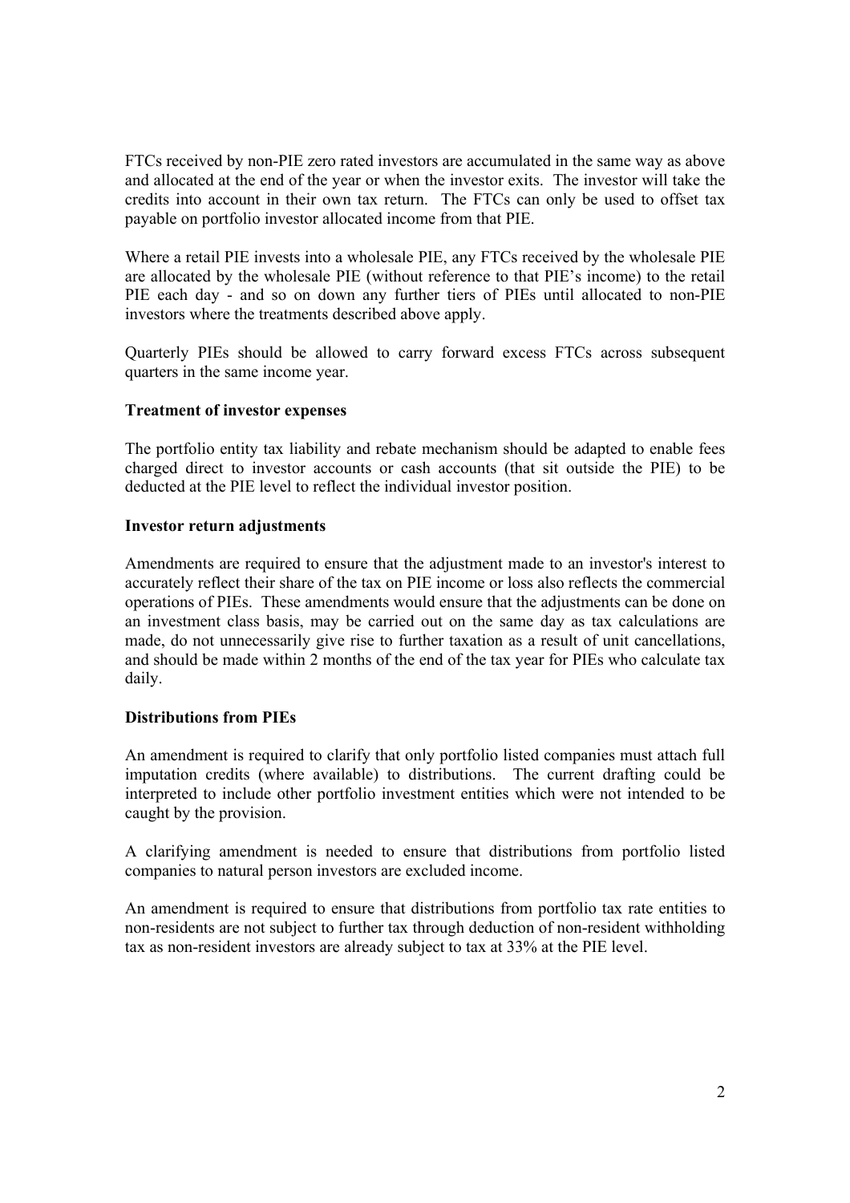FTCs received by non-PIE zero rated investors are accumulated in the same way as above and allocated at the end of the year or when the investor exits. The investor will take the credits into account in their own tax return. The FTCs can only be used to offset tax payable on portfolio investor allocated income from that PIE.

Where a retail PIE invests into a wholesale PIE, any FTCs received by the wholesale PIE are allocated by the wholesale PIE (without reference to that PIE's income) to the retail PIE each day - and so on down any further tiers of PIEs until allocated to non-PIE investors where the treatments described above apply.

Quarterly PIEs should be allowed to carry forward excess FTCs across subsequent quarters in the same income year.

**Treatment of investor expenses**

The portfolio entity tax liability and rebate mechanism should be adapted to enable fees charged direct to investor accounts or cash accounts (that sit outside the PIE) to be deducted at the PIE level to reflect the individual investor position.

**Investor return adjustments**

Amendments are required to ensure that the adjustment made to an investor's interest to accurately reflect their share of the tax on PIE income or loss also reflects the commercial operations of PIEs. These amendments would ensure that the adjustments can be done on an investment class basis, may be carried out on the same day as tax calculations are made, do not unnecessarily give rise to further taxation as a result of unit cancellations, and should be made within 2 months of the end of the tax year for PIEs who calculate tax daily.

**Distributions from PIEs**

An amendment is required to clarify that only portfolio listed companies must attach full imputation credits (where available) to distributions. The current drafting could be interpreted to include other portfolio investment entities which were not intended to be caught by the provision.

A clarifying amendment is needed to ensure that distributions from portfolio listed companies to natural person investors are excluded income.

An amendment is required to ensure that distributions from portfolio tax rate entities to non-residents are not subject to further tax through deduction of non-resident withholding tax as non-resident investors are already subject to tax at 33% at the PIE level.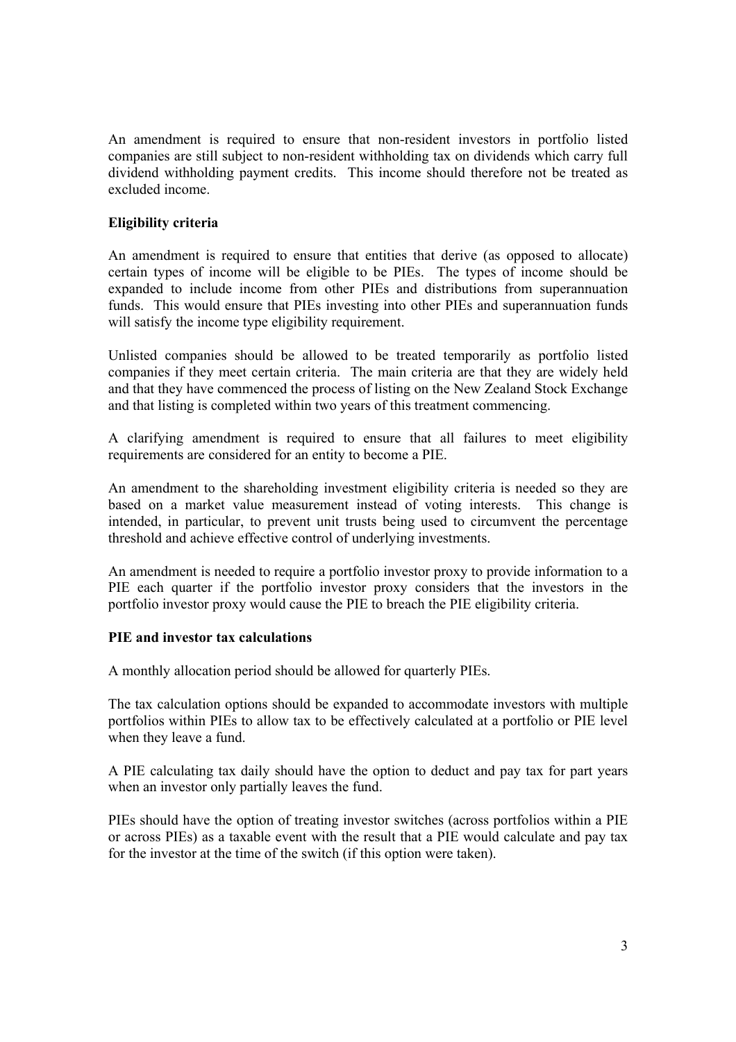An amendment is required to ensure that non-resident investors in portfolio listed companies are still subject to non-resident withholding tax on dividends which carry full dividend withholding payment credits. This income should therefore not be treated as excluded income.

**Eligibility criteria**

An amendment is required to ensure that entities that derive (as opposed to allocate) certain types of income will be eligible to be PIEs. The types of income should be expanded to include income from other PIEs and distributions from superannuation funds. This would ensure that PIEs investing into other PIEs and superannuation funds will satisfy the income type eligibility requirement.

Unlisted companies should be allowed to be treated temporarily as portfolio listed companies if they meet certain criteria. The main criteria are that they are widely held and that they have commenced the process of listing on the New Zealand Stock Exchange and that listing is completed within two years of this treatment commencing.

A clarifying amendment is required to ensure that all failures to meet eligibility requirements are considered for an entity to become a PIE.

An amendment to the shareholding investment eligibility criteria is needed so they are based on a market value measurement instead of voting interests. This change is intended, in particular, to prevent unit trusts being used to circumvent the percentage threshold and achieve effective control of underlying investments.

An amendment is needed to require a portfolio investor proxy to provide information to a PIE each quarter if the portfolio investor proxy considers that the investors in the portfolio investor proxy would cause the PIE to breach the PIE eligibility criteria.

**PIE and investor tax calculations**

A monthly allocation period should be allowed for quarterly PIEs.

The tax calculation options should be expanded to accommodate investors with multiple portfolios within PIEs to allow tax to be effectively calculated at a portfolio or PIE level when they leave a fund.

A PIE calculating tax daily should have the option to deduct and pay tax for part years when an investor only partially leaves the fund.

PIEs should have the option of treating investor switches (across portfolios within a PIE or across PIEs) as a taxable event with the result that a PIE would calculate and pay tax for the investor at the time of the switch (if this option were taken).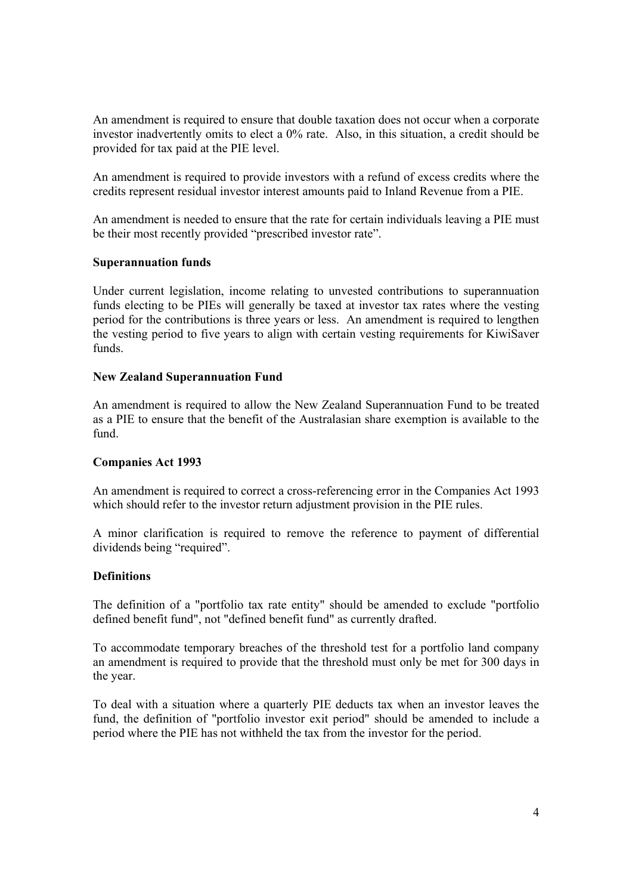An amendment is required to ensure that double taxation does not occur when a corporate investor inadvertently omits to elect a 0% rate. Also, in this situation, a credit should be provided for tax paid at the PIE level.

An amendment is required to provide investors with a refund of excess credits where the credits represent residual investor interest amounts paid to Inland Revenue from a PIE.

An amendment is needed to ensure that the rate for certain individuals leaving a PIE must be their most recently provided "prescribed investor rate".

**Superannuation funds**

Under current legislation, income relating to unvested contributions to superannuation funds electing to be PIEs will generally be taxed at investor tax rates where the vesting period for the contributions is three years or less. An amendment is required to lengthen the vesting period to five years to align with certain vesting requirements for KiwiSaver funds.

**New Zealand Superannuation Fund**

An amendment is required to allow the New Zealand Superannuation Fund to be treated as a PIE to ensure that the benefit of the Australasian share exemption is available to the fund.

**Companies Act 1993**

An amendment is required to correct a cross-referencing error in the Companies Act 1993 which should refer to the investor return adjustment provision in the PIE rules.

A minor clarification is required to remove the reference to payment of differential dividends being "required".

**Definitions**

The definition of a "portfolio tax rate entity" should be amended to exclude "portfolio defined benefit fund", not "defined benefit fund" as currently drafted.

To accommodate temporary breaches of the threshold test for a portfolio land company an amendment is required to provide that the threshold must only be met for 300 days in the year.

To deal with a situation where a quarterly PIE deducts tax when an investor leaves the fund, the definition of "portfolio investor exit period" should be amended to include a period where the PIE has not withheld the tax from the investor for the period.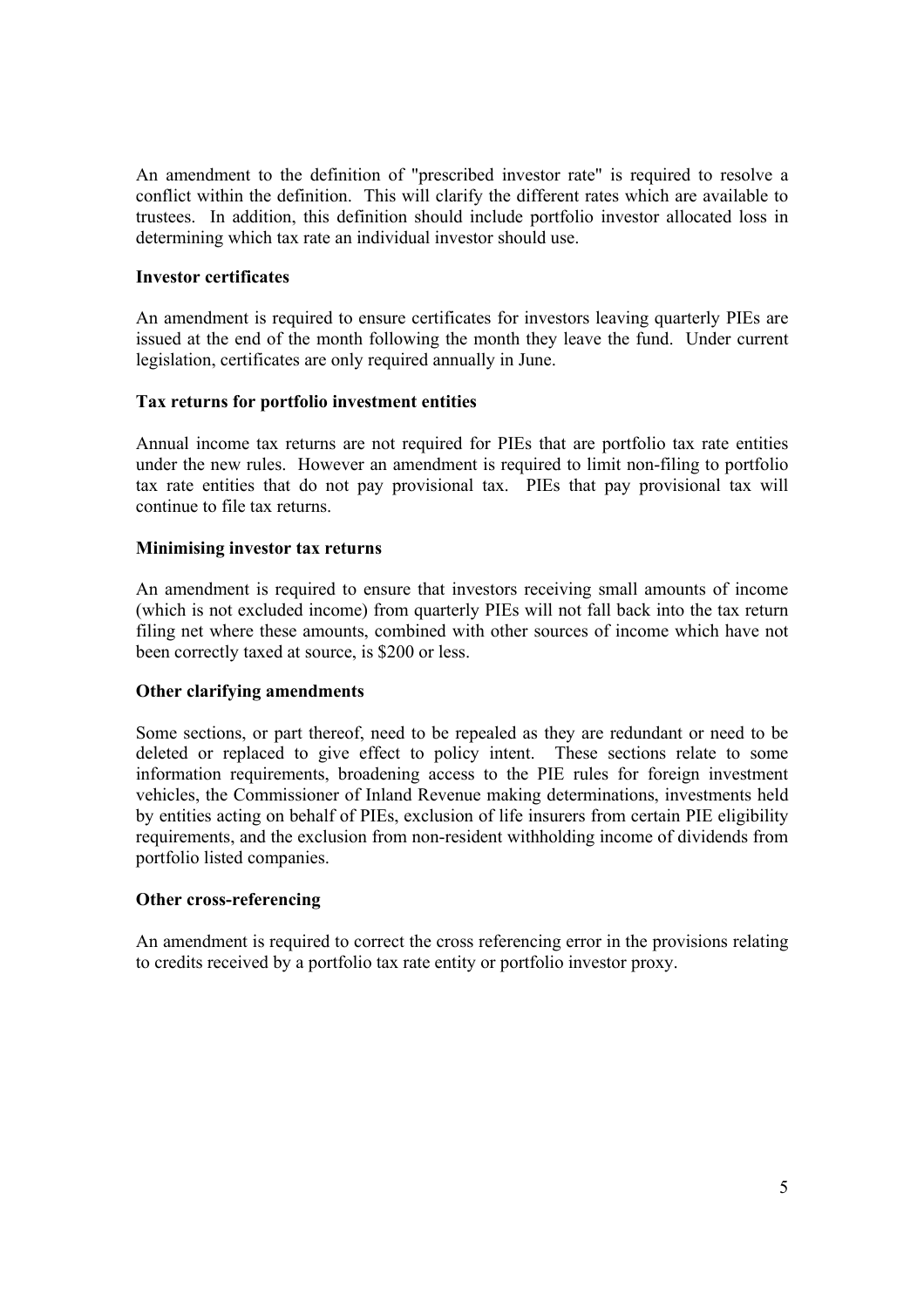An amendment to the definition of "prescribed investor rate" is required to resolve a conflict within the definition. This will clarify the different rates which are available to trustees. In addition, this definition should include portfolio investor allocated loss in determining which tax rate an individual investor should use.

**Investor certificates**

An amendment is required to ensure certificates for investors leaving quarterly PIEs are issued at the end of the month following the month they leave the fund. Under current legislation, certificates are only required annually in June.

**Tax returns for portfolio investment entities**

Annual income tax returns are not required for PIEs that are portfolio tax rate entities under the new rules. However an amendment is required to limit non-filing to portfolio tax rate entities that do not pay provisional tax. PIEs that pay provisional tax will continue to file tax returns.

**Minimising investor tax returns**

An amendment is required to ensure that investors receiving small amounts of income (which is not excluded income) from quarterly PIEs will not fall back into the tax return filing net where these amounts, combined with other sources of income which have not been correctly taxed at source, is $200 or less.

**Other clarifying amendments**

Some sections, or part thereof, need to be repealed as they are redundant or need to be deleted or replaced to give effect to policy intent. These sections relate to some information requirements, broadening access to the PIE rules for foreign investment vehicles, the Commissioner of Inland Revenue making determinations, investments held by entities acting on behalf of PIEs, exclusion of life insurers from certain PIE eligibility requirements, and the exclusion from non-resident withholding income of dividends from portfolio listed companies.

**Other cross-referencing**

An amendment is required to correct the cross referencing error in the provisions relating to credits received by a portfolio tax rate entity or portfolio investor proxy.